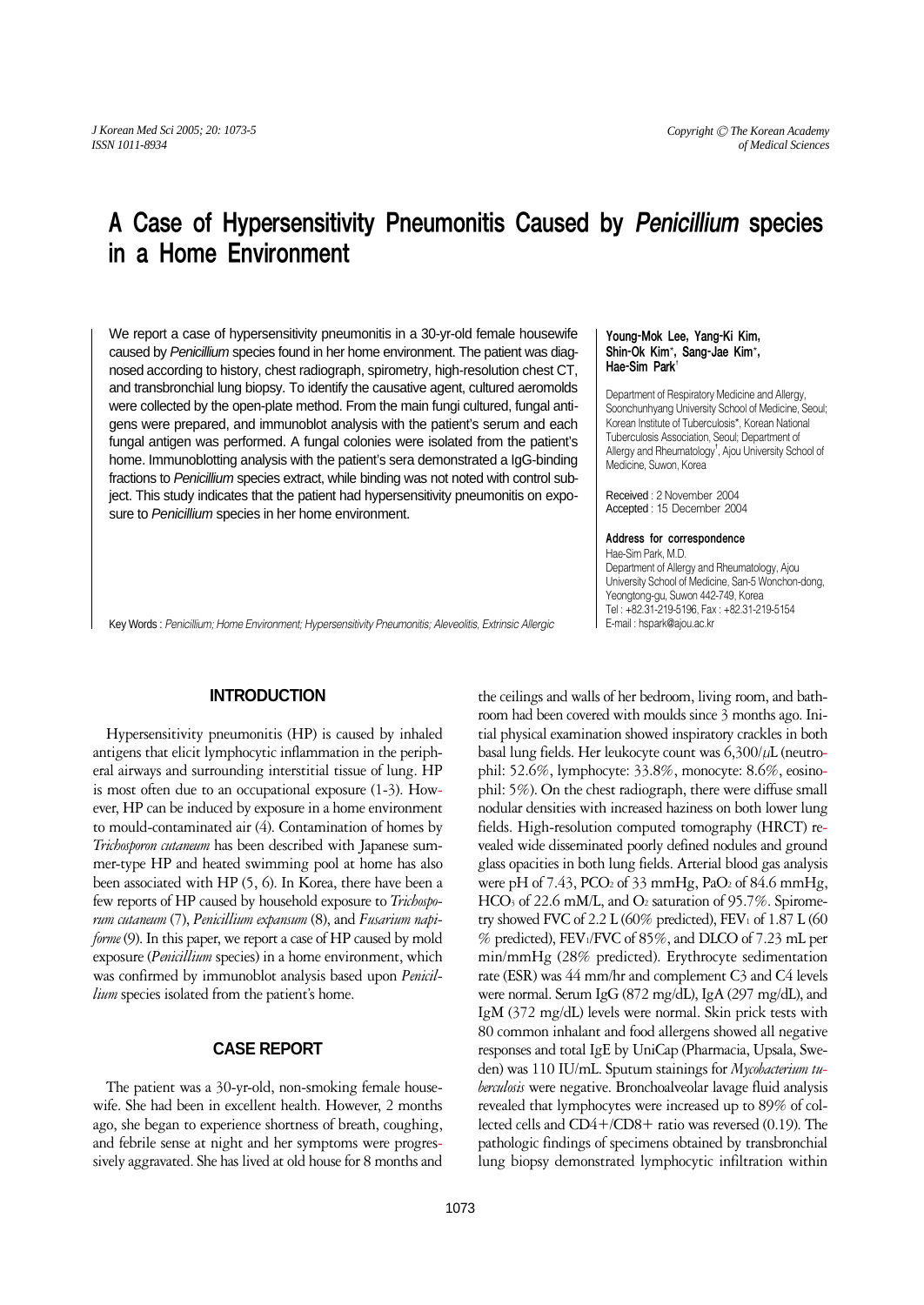# A Case of Hypersensitivity Pneumonitis Caused by *Penicillium* species in a Home Environment

We report a case of hypersensitivity pneumonitis in a 30-yr-old female housewife caused by *Penicillium* species found in her home environment. The patient was diagnosed according to history, chest radiograph, spirometry, high-resolution chest CT, and transbronchial lung biopsy. To identify the causative agent, cultured aeromolds were collected by the open-plate method. From the main fungi cultured, fungal antigens were prepared, and immunoblot analysis with the patient's serum and each fungal antigen was performed. A fungal colonies were isolated from the patient's home. Immunoblotting analysis with the patient's sera demonstrated a IgG-binding fractions to *Penicillium* species extract, while binding was not noted with control subject. This study indicates that the patient had hypersensitivity pneumonitis on exposure to *Penicillium* species in her home environment.

Key Words : *Penicillium; Home Environment; Hypersensitivity Pneumonitis; Aleveolitis, Extrinsic Allergic*

**Young-Mok Lee, Yang-Ki Kim, Shin-Ok Kim\*, Sang-Jae Kim\*, Hae-Sim Park†**

Department of Respiratory Medicine and Allergy, Soonchunhyang University School of Medicine, Seoul; Korean Institute of Tuberculosis\*, Korean National Tuberculosis Association, Seoul; Department of Allergy and Rheumatology†, Ajou University School of Medicine, Suwon, Korea

Received : 2 November 2004
Accepted : 15 December 2004

**Address for correspondence**
Hae-Sim Park, M.D.
Department of Allergy and Rheumatology, Ajou University School of Medicine, San-5 Wonchon-dong, Yeongtong-gu, Suwon 442-749, Korea
Tel : +82.31-219-5196, Fax : +82.31-219-5154
E-mail : hspark@ajou.ac.kr

## INTRODUCTION

Hypersensitivity pneumonitis (HP) is caused by inhaled antigens that elicit lymphocytic inflammation in the peripheral airways and surrounding interstitial tissue of lung. HP is most often due to an occupational exposure (1-3). However, HP can be induced by exposure in a home environment to mould-contaminated air (4). Contamination of homes by *Trichosporon cutaneum* has been described with Japanese summer-type HP and heated swimming pool at home has also been associated with HP (5, 6). In Korea, there have been a few reports of HP caused by household exposure to *Trichosporum cutaneum* (7), *Penicillium expansum* (8), and *Fusarium napiforme* (9). In this paper, we report a case of HP caused by mold exposure (*Penicillium* species) in a home environment, which was confirmed by immunoblot analysis based upon *Penicillium* species isolated from the patient's home.

## CASE REPORT

The patient was a 30-yr-old, non-smoking female housewife. She had been in excellent health. However, 2 months ago, she began to experience shortness of breath, coughing, and febrile sense at night and her symptoms were progressively aggravated. She has lived at old house for 8 months and the ceilings and walls of her bedroom, living room, and bathroom had been covered with moulds since 3 months ago. Initial physical examination showed inspiratory crackles in both basal lung fields. Her leukocyte count was 6,300/$\mu$L (neutrophil: 52.6%, lymphocyte: 33.8%, monocyte: 8.6%, eosinophil: 5%). On the chest radiograph, there were diffuse small nodular densities with increased haziness on both lower lung fields. High-resolution computed tomography (HRCT) revealed wide disseminated poorly defined nodules and ground glass opacities in both lung fields. Arterial blood gas analysis were pH of 7.43, $PCO_2$ of 33 mmHg, $PaO_2$ of 84.6 mmHg, $HCO_3$ of 22.6 mM/L, and $O_2$ saturation of 95.7%. Spirometry showed FVC of 2.2 L (60% predicted), $FEV_1$ of 1.87 L (60 % predicted), $FEV_1$/FVC of 85%, and DLCO of 7.23 mL per min/mmHg (28% predicted). Erythrocyte sedimentation rate (ESR) was 44 mm/hr and complement C3 and C4 levels were normal. Serum IgG (872 mg/dL), IgA (297 mg/dL), and IgM (372 mg/dL) levels were normal. Skin prick tests with 80 common inhalant and food allergens showed all negative responses and total IgE by UniCap (Pharmacia, Upsala, Sweden) was 110 IU/mL. Sputum stainings for *Mycobacterium tuberculosis* were negative. Bronchoalveolar lavage fluid analysis revealed that lymphocytes were increased up to 89% of collected cells and CD4+/CD8+ ratio was reversed (0.19). The pathologic findings of specimens obtained by transbronchial lung biopsy demonstrated lymphocytic infiltration within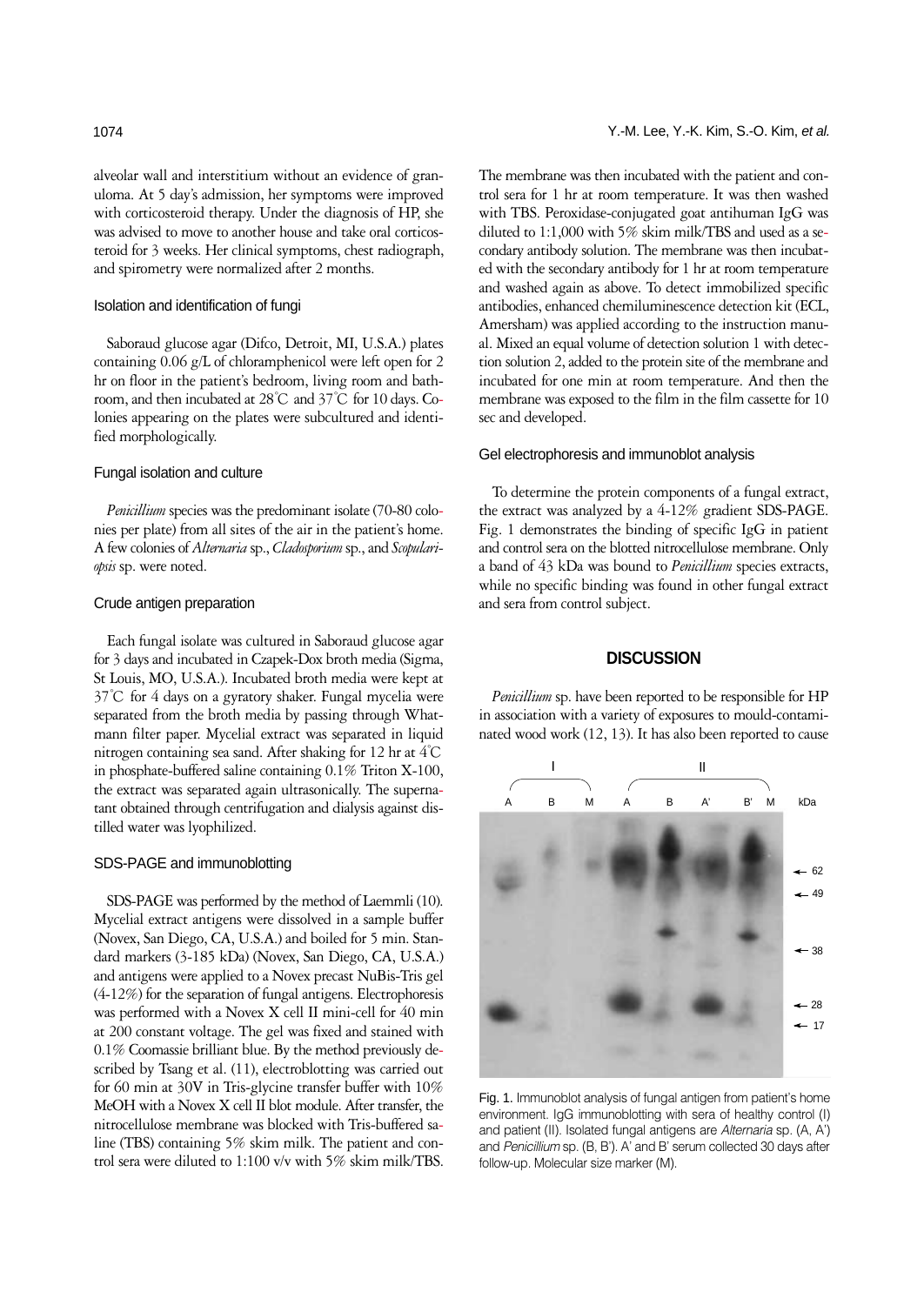alveolar wall and interstitium without an evidence of granuloma. At 5 day's admission, her symptoms were improved with corticosteroid therapy. Under the diagnosis of HP, she was advised to move to another house and take oral corticosteroid for 3 weeks. Her clinical symptoms, chest radiograph, and spirometry were normalized after 2 months.

### Isolation and identification of fungi

Saboraud glucose agar (Difco, Detroit, MI, U.S.A.) plates containing 0.06 g/L of chloramphenicol were left open for 2 hr on floor in the patient's bedroom, living room and bathroom, and then incubated at 28℃ and 37℃ for 10 days. Colonies appearing on the plates were subcultured and identified morphologically.

### Fungal isolation and culture

*Penicillium* species was the predominant isolate (70-80 colonies per plate) from all sites of the air in the patient's home. A few colonies of *Alternaria* sp., *Cladosporium* sp., and *Scopulariopsis* sp. were noted.

### Crude antigen preparation

Each fungal isolate was cultured in Saboraud glucose agar for 3 days and incubated in Czapek-Dox broth media (Sigma, St Louis, MO, U.S.A.). Incubated broth media were kept at 37℃ for 4 days on a gyratory shaker. Fungal mycelia were separated from the broth media by passing through Whatmann filter paper. Mycelial extract was separated in liquid nitrogen containing sea sand. After shaking for 12 hr at 4℃ in phosphate-buffered saline containing 0.1% Triton X-100, the extract was separated again ultrasonically. The supernatant obtained through centrifugation and dialysis against distilled water was lyophilized.

### SDS-PAGE and immunoblotting

SDS-PAGE was performed by the method of Laemmli (10). Mycelial extract antigens were dissolved in a sample buffer (Novex, San Diego, CA, U.S.A.) and boiled for 5 min. Standard markers (3-185 kDa) (Novex, San Diego, CA, U.S.A.) and antigens were applied to a Novex precast NuBis-Tris gel (4-12%) for the separation of fungal antigens. Electrophoresis was performed with a Novex X cell II mini-cell for 40 min at 200 constant voltage. The gel was fixed and stained with 0.1% Coomassie brilliant blue. By the method previously described by Tsang et al. (11), electroblotting was carried out for 60 min at 30V in Tris-glycine transfer buffer with 10% MeOH with a Novex X cell II blot module. After transfer, the nitrocellulose membrane was blocked with Tris-buffered saline (TBS) containing 5% skim milk. The patient and control sera were diluted to 1:100 v/v with 5% skim milk/TBS. The membrane was then incubated with the patient and control sera for 1 hr at room temperature. It was then washed with TBS. Peroxidase-conjugated goat antihuman IgG was diluted to 1:1,000 with 5% skim milk/TBS and used as a secondary antibody solution. The membrane was then incubated with the secondary antibody for 1 hr at room temperature and washed again as above. To detect immobilized specific antibodies, enhanced chemiluminescence detection kit (ECL, Amersham) was applied according to the instruction manual. Mixed an equal volume of detection solution 1 with detection solution 2, added to the protein site of the membrane and incubated for one min at room temperature. And then the membrane was exposed to the film in the film cassette for 10 sec and developed.

### Gel electrophoresis and immunoblot analysis

To determine the protein components of a fungal extract, the extract was analyzed by a 4-12% gradient SDS-PAGE. Fig. 1 demonstrates the binding of specific IgG in patient and control sera on the blotted nitrocellulose membrane. Only a band of 43 kDa was bound to *Penicillium* species extracts, while no specific binding was found in other fungal extract and sera from control subject.

## DISCUSSION

*Penicillium* sp. have been reported to be responsible for HP in association with a variety of exposures to mould-contaminated wood work (12, 13). It has also been reported to cause

Fig. 1. Immunoblot analysis of fungal antigen from patient's home environment. IgG immunoblotting with sera of healthy control (I) and patient (II). Isolated fungal antigens are *Alternaria* sp. (A, A') and *Penicillium* sp. (B, B'). A' and B' serum collected 30 days after follow-up. Molecular size marker (M).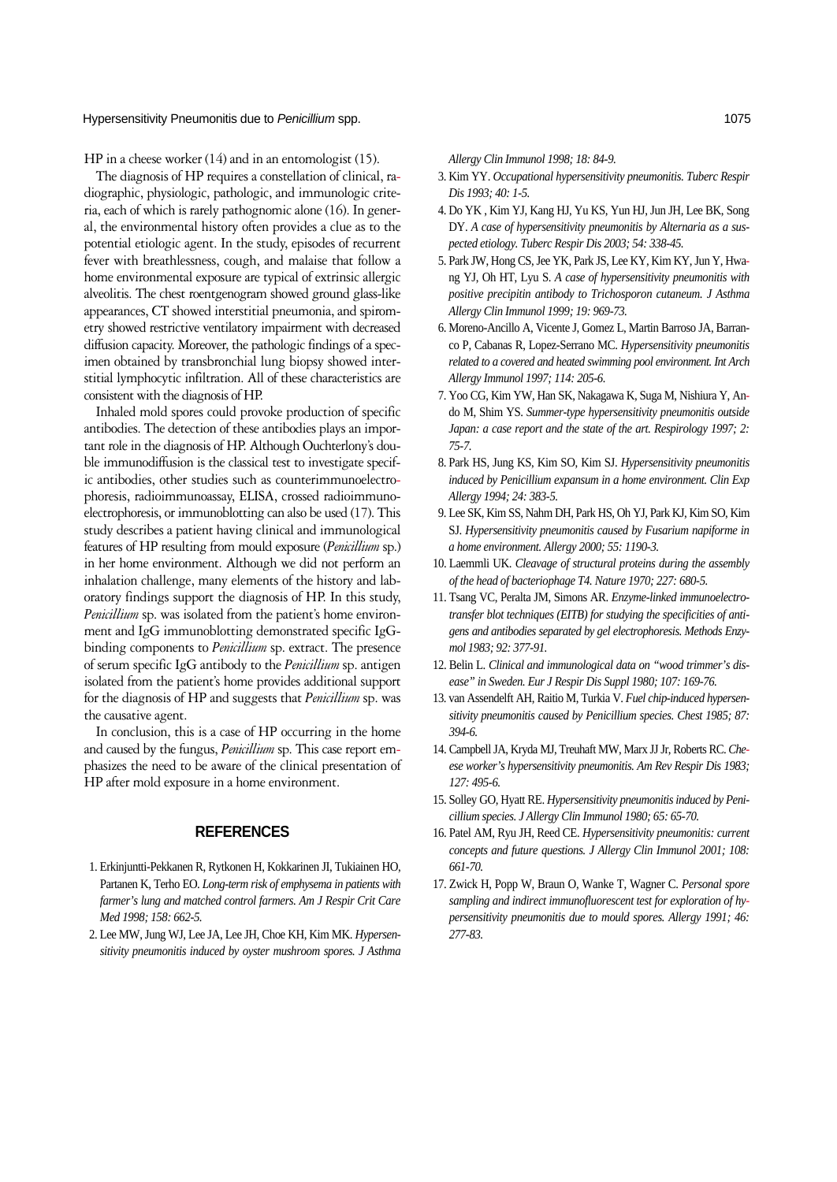HP in a cheese worker (14) and in an entomologist (15).

The diagnosis of HP requires a constellation of clinical, radiographic, physiologic, pathologic, and immunologic criteria, each of which is rarely pathognomic alone (16). In general, the environmental history often provides a clue as to the potential etiologic agent. In the study, episodes of recurrent fever with breathlessness, cough, and malaise that follow a home environmental exposure are typical of extrinsic allergic alveolitis. The chest roentgenogram showed ground glass-like appearances, CT showed interstitial pneumonia, and spirometry showed restrictive ventilatory impairment with decreased diffusion capacity. Moreover, the pathologic findings of a specimen obtained by transbronchial lung biopsy showed interstitial lymphocytic infiltration. All of these characteristics are consistent with the diagnosis of HP.

Inhaled mold spores could provoke production of specific antibodies. The detection of these antibodies plays an important role in the diagnosis of HP. Although Ouchterlony's double immunodiffusion is the classical test to investigate specific antibodies, other studies such as counterimmunoelectrophoresis, radioimmunoassay, ELISA, crossed radioimmunoelectrophoresis, or immunoblotting can also be used (17). This study describes a patient having clinical and immunological features of HP resulting from mould exposure (*Penicillium* sp.) in her home environment. Although we did not perform an inhalation challenge, many elements of the history and laboratory findings support the diagnosis of HP. In this study, *Penicillium* sp. was isolated from the patient's home environment and IgG immunoblotting demonstrated specific IgG-binding components to *Penicillium* sp. extract. The presence of serum specific IgG antibody to the *Penicillium* sp. antigen isolated from the patient's home provides additional support for the diagnosis of HP and suggests that *Penicillium* sp. was the causative agent.

In conclusion, this is a case of HP occurring in the home and caused by the fungus, *Penicillium* sp. This case report emphasizes the need to be aware of the clinical presentation of HP after mold exposure in a home environment.

## REFERENCES

1. Erkinjuntti-Pekkanen R, Rytkonen H, Kokkarinen JI, Tukiainen HO, Partanen K, Terho EO. *Long-term risk of emphysema in patients with farmer's lung and matched control farmers. Am J Respir Crit Care Med 1998; 158: 662-5.*
2. Lee MW, Jung WJ, Lee JA, Lee JH, Choe KH, Kim MK. *Hypersensitivity pneumonitis induced by oyster mushroom spores. J Asthma Allergy Clin Immunol 1998; 18: 84-9.*
3. Kim YY. *Occupational hypersensitivity pneumonitis. Tuberc Respir Dis 1993; 40: 1-5.*
4. Do YK , Kim YJ, Kang HJ, Yu KS, Yun HJ, Jun JH, Lee BK, Song DY. *A case of hypersensitivity pneumonitis by Alternaria as a suspected etiology. Tuberc Respir Dis 2003; 54: 338-45.*
5. Park JW, Hong CS, Jee YK, Park JS, Lee KY, Kim KY, Jun Y, Hwang YJ, Oh HT, Lyu S. *A case of hypersensitivity pneumonitis with positive precipitin antibody to Trichosporon cutaneum. J Asthma Allergy Clin Immunol 1999; 19: 969-73.*
6. Moreno-Ancillo A, Vicente J, Gomez L, Martin Barroso JA, Barranco P, Cabanas R, Lopez-Serrano MC. *Hypersensitivity pneumonitis related to a covered and heated swimming pool environment. Int Arch Allergy Immunol 1997; 114: 205-6.*
7. Yoo CG, Kim YW, Han SK, Nakagawa K, Suga M, Nishiura Y, Ando M, Shim YS. *Summer-type hypersensitivity pneumonitis outside Japan: a case report and the state of the art. Respirology 1997; 2: 75-7.*
8. Park HS, Jung KS, Kim SO, Kim SJ. *Hypersensitivity pneumonitis induced by Penicillium expansum in a home environment. Clin Exp Allergy 1994; 24: 383-5.*
9. Lee SK, Kim SS, Nahm DH, Park HS, Oh YJ, Park KJ, Kim SO, Kim SJ. *Hypersensitivity pneumonitis caused by Fusarium napiforme in a home environment. Allergy 2000; 55: 1190-3.*
10. Laemmli UK. *Cleavage of structural proteins during the assembly of the head of bacteriophage T4. Nature 1970; 227: 680-5.*
11. Tsang VC, Peralta JM, Simons AR. *Enzyme-linked immunoelectrotransfer blot techniques (EITB) for studying the specificities of antigens and antibodies separated by gel electrophoresis. Methods Enzymol 1983; 92: 377-91.*
12. Belin L. *Clinical and immunological data on "wood trimmer's disease" in Sweden. Eur J Respir Dis Suppl 1980; 107: 169-76.*
13. van Assendelft AH, Raitio M, Turkia V. *Fuel chip-induced hypersensitivity pneumonitis caused by Penicillium species. Chest 1985; 87: 394-6.*
14. Campbell JA, Kryda MJ, Treuhaft MW, Marx JJ Jr, Roberts RC. *Cheese worker's hypersensitivity pneumonitis. Am Rev Respir Dis 1983; 127: 495-6.*
15. Solley GO, Hyatt RE. *Hypersensitivity pneumonitis induced by Penicillium species. J Allergy Clin Immunol 1980; 65: 65-70.*
16. Patel AM, Ryu JH, Reed CE. *Hypersensitivity pneumonitis: current concepts and future questions. J Allergy Clin Immunol 2001; 108: 661-70.*
17. Zwick H, Popp W, Braun O, Wanke T, Wagner C. *Personal spore sampling and indirect immunofluorescent test for exploration of hypersensitivity pneumonitis due to mould spores. Allergy 1991; 46: 277-83.*